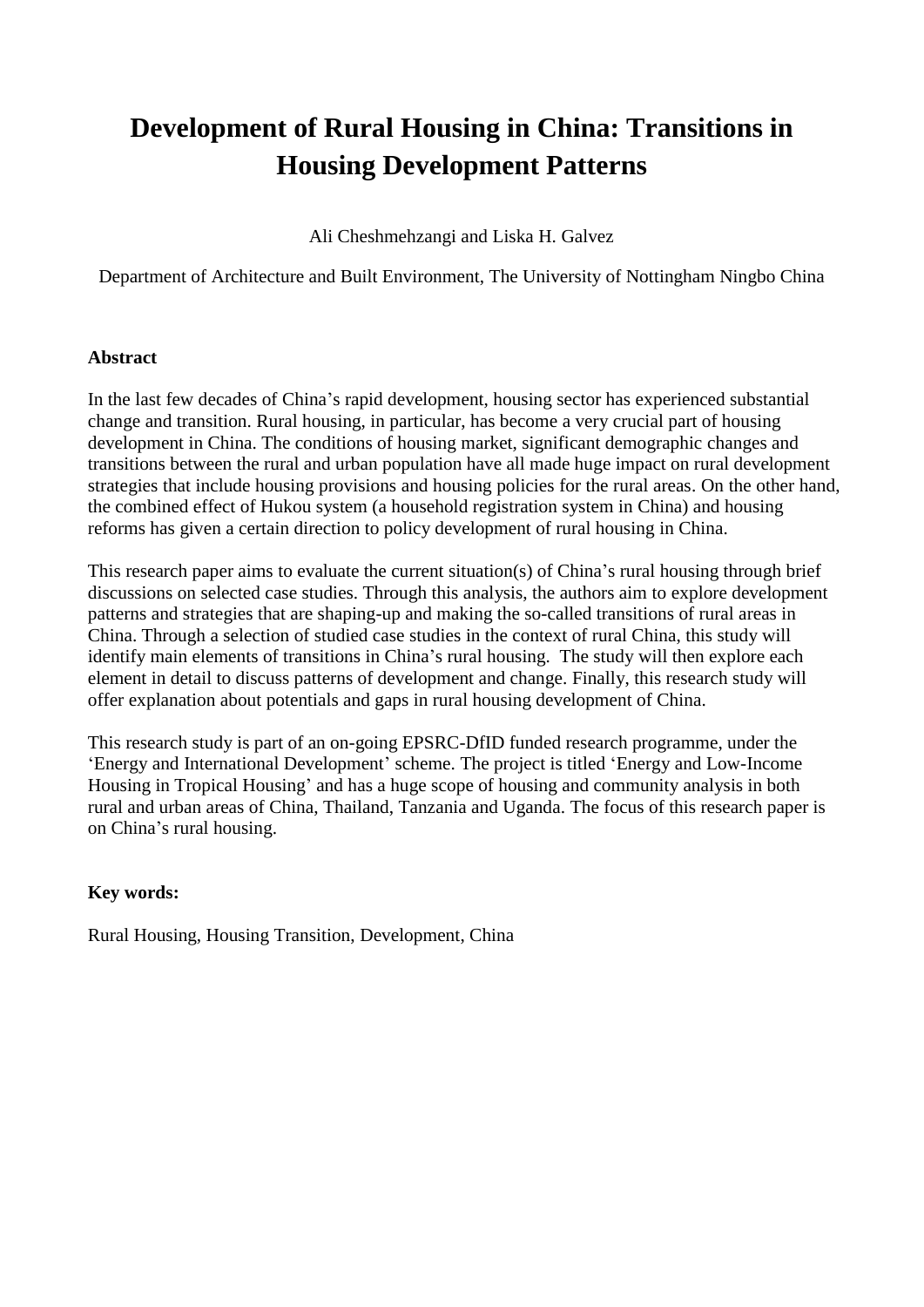# Development of Rural Housing in China: Transitions in Housing Development Patterns

Ali Cheshmehzangi and Liska H. Galvez

Department of Architecture and Built Environment, The University of Nottingham Ningbo China

## Abstract

In the last few decades of China's rapid development, housing sector has experienced substantial change and transition. Rural housing, in particular, has become a very crucial part of housing development in China. The conditions of housing market, significant demographic changes and transitions between the rural and urban population have all made huge impact on rural development strategies that include housing provisions and housing policies for the rural areas. On the other hand, the combined effect of Hukou system (a household registration system in China) and housing reforms has given a certain direction to policy development of rural housing in China.

This research paper aims to evaluate the current situation(s) of China's rural housing through brief discussions on selected case studies. Through this analysis, the authors aim to explore development patterns and strategies that are shaping-up and making the so-called transitions of rural areas in China. Through a selection of studied case studies in the context of rural China, this study will identify main elements of transitions in China's rural housing. The study will then explore each element in detail to discuss patterns of development and change. Finally, this research study will offer explanation about potentials and gaps in rural housing development of China.

This research study is part of an on-going EPSRC-DfID funded research programme, under the 'Energy and International Development' scheme. The project is titled 'Energy and Low-Income Housing in Tropical Housing' and has a huge scope of housing and community analysis in both rural and urban areas of China, Thailand, Tanzania and Uganda. The focus of this research paper is on China's rural housing.

**Key words:**

Rural Housing, Housing Transition, Development, China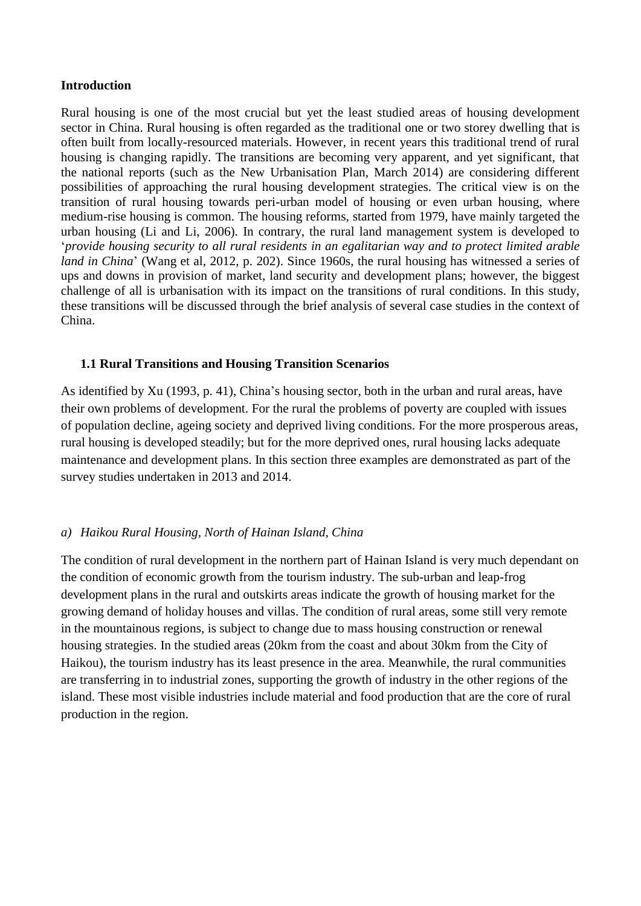**Introduction**

Rural housing is one of the most crucial but yet the least studied areas of housing development sector in China. Rural housing is often regarded as the traditional one or two storey dwelling that is often built from locally-resourced materials. However, in recent years this traditional trend of rural housing is changing rapidly. The transitions are becoming very apparent, and yet significant, that the national reports (such as the New Urbanisation Plan, March 2014) are considering different possibilities of approaching the rural housing development strategies. The critical view is on the transition of rural housing towards peri-urban model of housing or even urban housing, where medium-rise housing is common. The housing reforms, started from 1979, have mainly targeted the urban housing (Li and Li, 2006). In contrary, the rural land management system is developed to '*provide housing security to all rural residents in an egalitarian way and to protect limited arable land in China*' (Wang et al, 2012, p. 202). Since 1960s, the rural housing has witnessed a series of ups and downs in provision of market, land security and development plans; however, the biggest challenge of all is urbanisation with its impact on the transitions of rural conditions. In this study, these transitions will be discussed through the brief analysis of several case studies in the context of China.

## 1.1 Rural Transitions and Housing Transition Scenarios

As identified by Xu (1993, p. 41), China's housing sector, both in the urban and rural areas, have their own problems of development. For the rural the problems of poverty are coupled with issues of population decline, ageing society and deprived living conditions. For the more prosperous areas, rural housing is developed steadily; but for the more deprived ones, rural housing lacks adequate maintenance and development plans. In this section three examples are demonstrated as part of the survey studies undertaken in 2013 and 2014.

*a) Haikou Rural Housing, North of Hainan Island, China*

The condition of rural development in the northern part of Hainan Island is very much dependant on the condition of economic growth from the tourism industry. The sub-urban and leap-frog development plans in the rural and outskirts areas indicate the growth of housing market for the growing demand of holiday houses and villas. The condition of rural areas, some still very remote in the mountainous regions, is subject to change due to mass housing construction or renewal housing strategies. In the studied areas (20km from the coast and about 30km from the City of Haikou), the tourism industry has its least presence in the area. Meanwhile, the rural communities are transferring in to industrial zones, supporting the growth of industry in the other regions of the island. These most visible industries include material and food production that are the core of rural production in the region.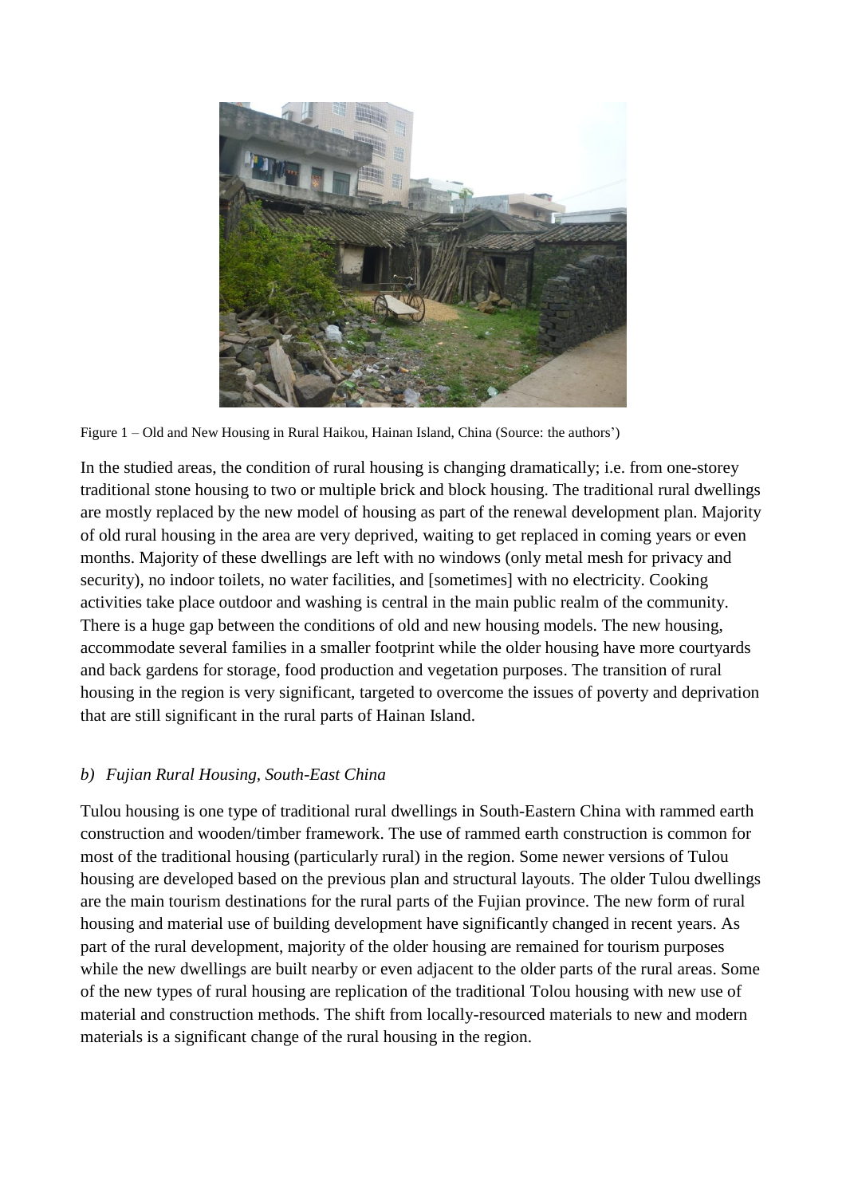Figure 1 – Old and New Housing in Rural Haikou, Hainan Island, China (Source: the authors')

In the studied areas, the condition of rural housing is changing dramatically; i.e. from one-storey traditional stone housing to two or multiple brick and block housing. The traditional rural dwellings are mostly replaced by the new model of housing as part of the renewal development plan. Majority of old rural housing in the area are very deprived, waiting to get replaced in coming years or even months. Majority of these dwellings are left with no windows (only metal mesh for privacy and security), no indoor toilets, no water facilities, and [sometimes] with no electricity. Cooking activities take place outdoor and washing is central in the main public realm of the community. There is a huge gap between the conditions of old and new housing models. The new housing, accommodate several families in a smaller footprint while the older housing have more courtyards and back gardens for storage, food production and vegetation purposes. The transition of rural housing in the region is very significant, targeted to overcome the issues of poverty and deprivation that are still significant in the rural parts of Hainan Island.

### *b) Fujian Rural Housing, South-East China*

Tulou housing is one type of traditional rural dwellings in South-Eastern China with rammed earth construction and wooden/timber framework. The use of rammed earth construction is common for most of the traditional housing (particularly rural) in the region. Some newer versions of Tulou housing are developed based on the previous plan and structural layouts. The older Tulou dwellings are the main tourism destinations for the rural parts of the Fujian province. The new form of rural housing and material use of building development have significantly changed in recent years. As part of the rural development, majority of the older housing are remained for tourism purposes while the new dwellings are built nearby or even adjacent to the older parts of the rural areas. Some of the new types of rural housing are replication of the traditional Tolou housing with new use of material and construction methods. The shift from locally-resourced materials to new and modern materials is a significant change of the rural housing in the region.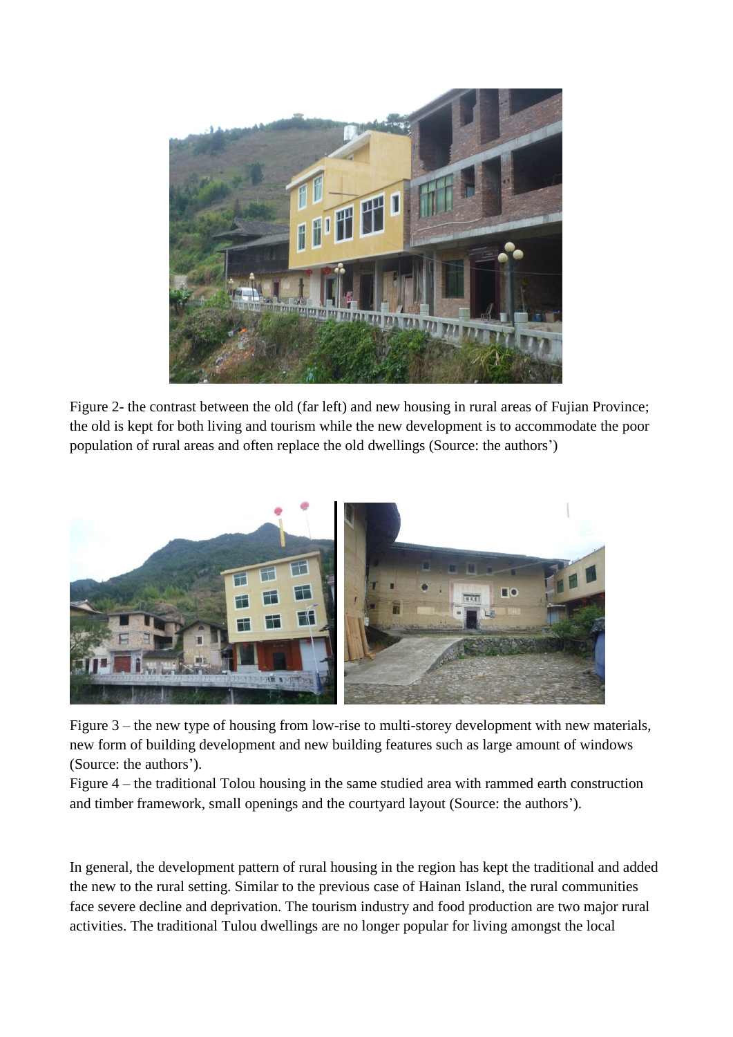Figure 2- the contrast between the old (far left) and new housing in rural areas of Fujian Province; the old is kept for both living and tourism while the new development is to accommodate the poor population of rural areas and often replace the old dwellings (Source: the authors')

Figure 3 – the new type of housing from low-rise to multi-storey development with new materials, new form of building development and new building features such as large amount of windows (Source: the authors').

Figure 4 – the traditional Tolou housing in the same studied area with rammed earth construction and timber framework, small openings and the courtyard layout (Source: the authors').

In general, the development pattern of rural housing in the region has kept the traditional and added the new to the rural setting. Similar to the previous case of Hainan Island, the rural communities face severe decline and deprivation. The tourism industry and food production are two major rural activities. The traditional Tulou dwellings are no longer popular for living amongst the local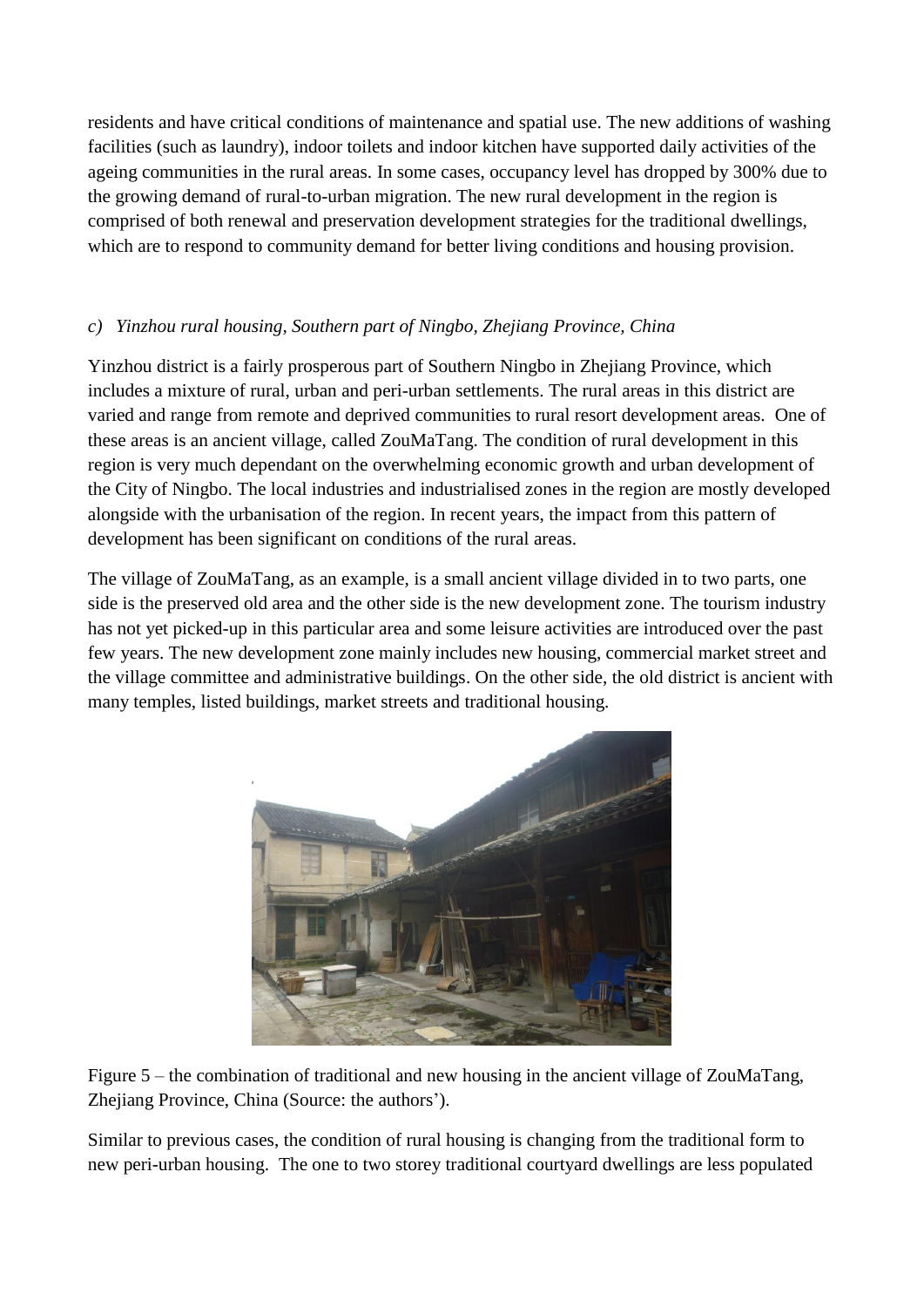residents and have critical conditions of maintenance and spatial use. The new additions of washing facilities (such as laundry), indoor toilets and indoor kitchen have supported daily activities of the ageing communities in the rural areas. In some cases, occupancy level has dropped by 300% due to the growing demand of rural-to-urban migration. The new rural development in the region is comprised of both renewal and preservation development strategies for the traditional dwellings, which are to respond to community demand for better living conditions and housing provision.

### *c) Yinzhou rural housing, Southern part of Ningbo, Zhejiang Province, China*

Yinzhou district is a fairly prosperous part of Southern Ningbo in Zhejiang Province, which includes a mixture of rural, urban and peri-urban settlements. The rural areas in this district are varied and range from remote and deprived communities to rural resort development areas. One of these areas is an ancient village, called ZouMaTang. The condition of rural development in this region is very much dependant on the overwhelming economic growth and urban development of the City of Ningbo. The local industries and industrialised zones in the region are mostly developed alongside with the urbanisation of the region. In recent years, the impact from this pattern of development has been significant on conditions of the rural areas.

The village of ZouMaTang, as an example, is a small ancient village divided in to two parts, one side is the preserved old area and the other side is the new development zone. The tourism industry has not yet picked-up in this particular area and some leisure activities are introduced over the past few years. The new development zone mainly includes new housing, commercial market street and the village committee and administrative buildings. On the other side, the old district is ancient with many temples, listed buildings, market streets and traditional housing.

Figure 5 – the combination of traditional and new housing in the ancient village of ZouMaTang, Zhejiang Province, China (Source: the authors').

Similar to previous cases, the condition of rural housing is changing from the traditional form to new peri-urban housing. The one to two storey traditional courtyard dwellings are less populated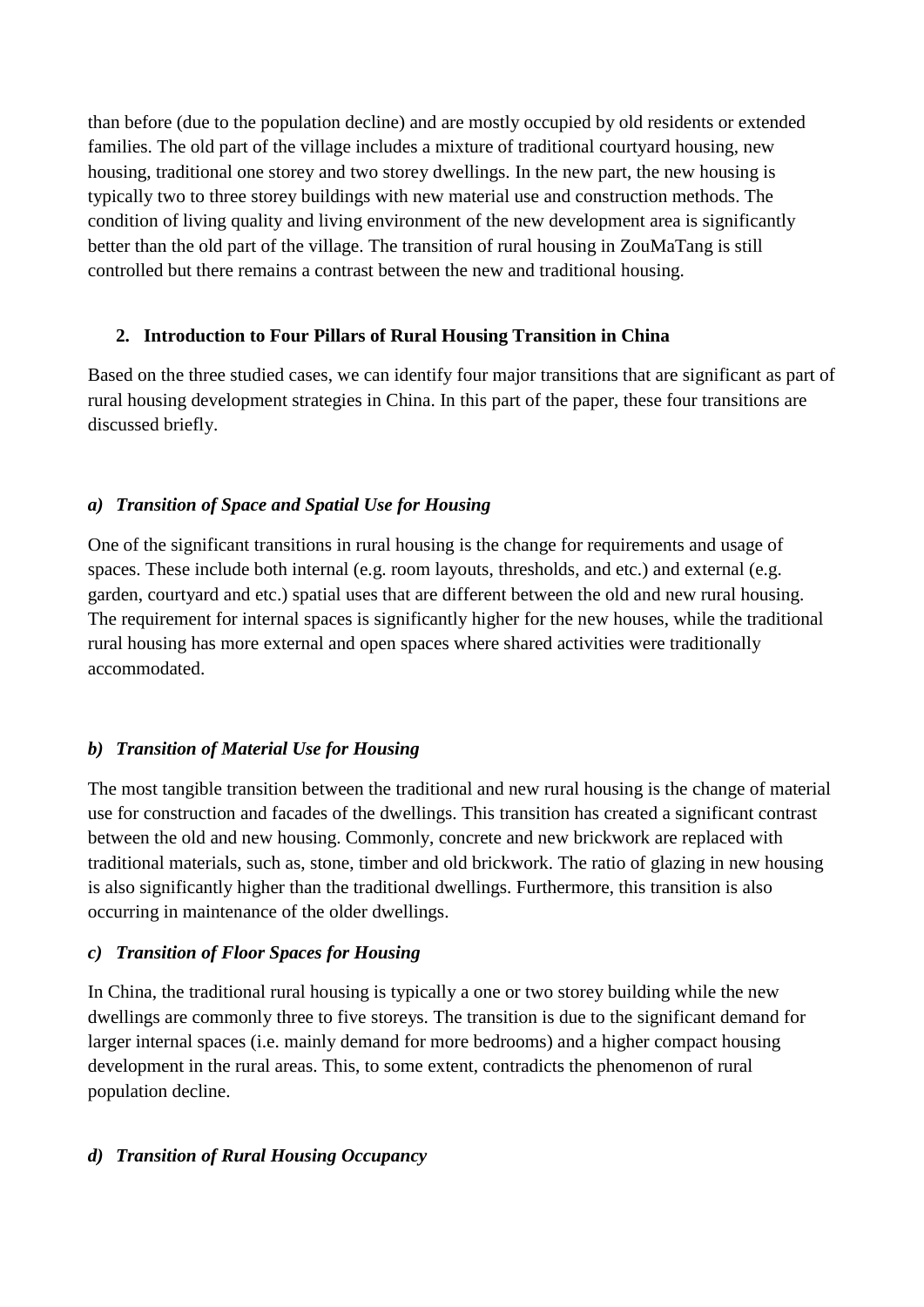than before (due to the population decline) and are mostly occupied by old residents or extended families. The old part of the village includes a mixture of traditional courtyard housing, new housing, traditional one storey and two storey dwellings. In the new part, the new housing is typically two to three storey buildings with new material use and construction methods. The condition of living quality and living environment of the new development area is significantly better than the old part of the village. The transition of rural housing in ZouMaTang is still controlled but there remains a contrast between the new and traditional housing.

## 2. Introduction to Four Pillars of Rural Housing Transition in China

Based on the three studied cases, we can identify four major transitions that are significant as part of rural housing development strategies in China. In this part of the paper, these four transitions are discussed briefly.

### *a) Transition of Space and Spatial Use for Housing*

One of the significant transitions in rural housing is the change for requirements and usage of spaces. These include both internal (e.g. room layouts, thresholds, and etc.) and external (e.g. garden, courtyard and etc.) spatial uses that are different between the old and new rural housing. The requirement for internal spaces is significantly higher for the new houses, while the traditional rural housing has more external and open spaces where shared activities were traditionally accommodated.

### *b) Transition of Material Use for Housing*

The most tangible transition between the traditional and new rural housing is the change of material use for construction and facades of the dwellings. This transition has created a significant contrast between the old and new housing. Commonly, concrete and new brickwork are replaced with traditional materials, such as, stone, timber and old brickwork. The ratio of glazing in new housing is also significantly higher than the traditional dwellings. Furthermore, this transition is also occurring in maintenance of the older dwellings.

### *c) Transition of Floor Spaces for Housing*

In China, the traditional rural housing is typically a one or two storey building while the new dwellings are commonly three to five storeys. The transition is due to the significant demand for larger internal spaces (i.e. mainly demand for more bedrooms) and a higher compact housing development in the rural areas. This, to some extent, contradicts the phenomenon of rural population decline.

### *d) Transition of Rural Housing Occupancy*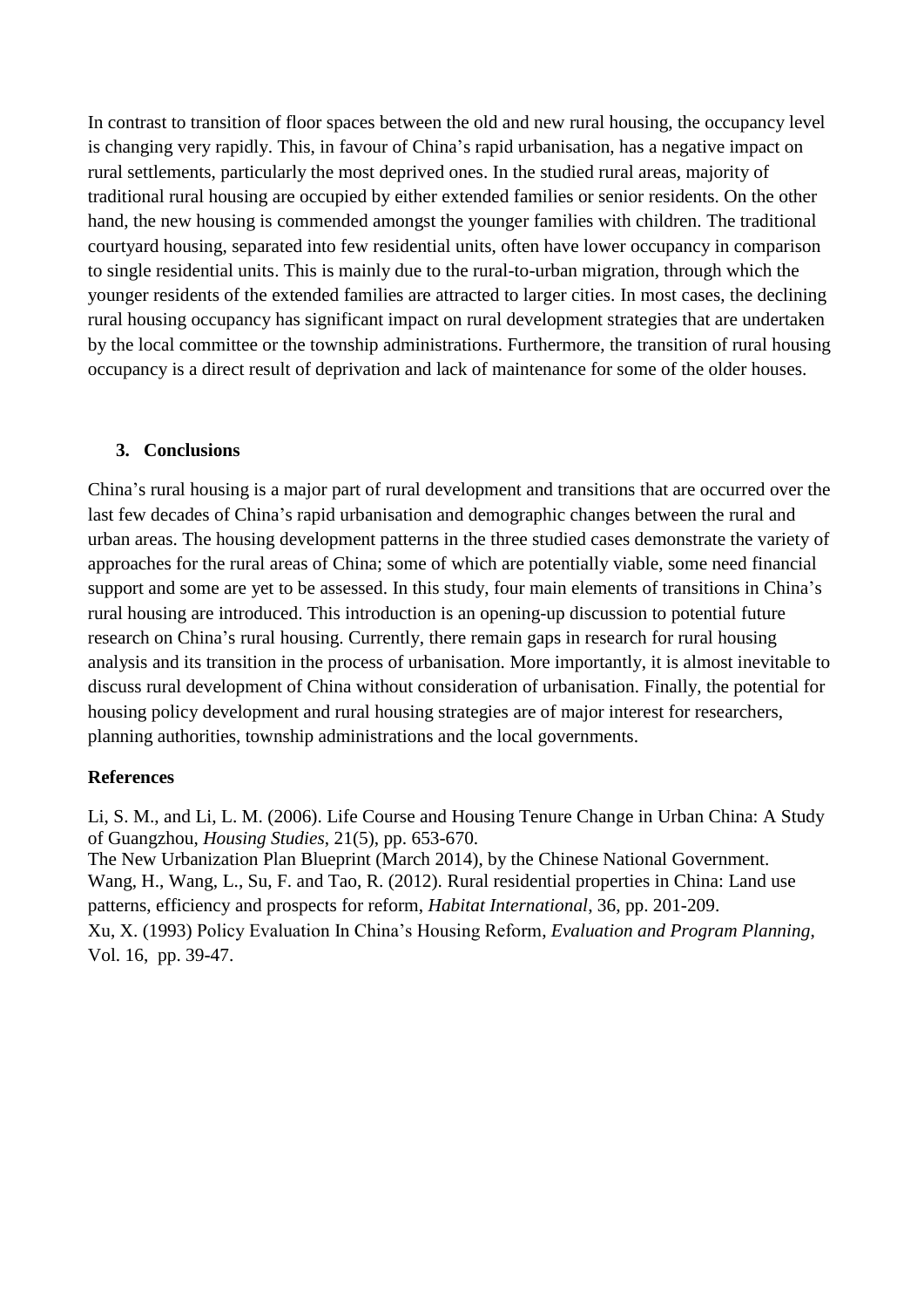In contrast to transition of floor spaces between the old and new rural housing, the occupancy level is changing very rapidly. This, in favour of China's rapid urbanisation, has a negative impact on rural settlements, particularly the most deprived ones. In the studied rural areas, majority of traditional rural housing are occupied by either extended families or senior residents. On the other hand, the new housing is commended amongst the younger families with children. The traditional courtyard housing, separated into few residential units, often have lower occupancy in comparison to single residential units. This is mainly due to the rural-to-urban migration, through which the younger residents of the extended families are attracted to larger cities. In most cases, the declining rural housing occupancy has significant impact on rural development strategies that are undertaken by the local committee or the township administrations. Furthermore, the transition of rural housing occupancy is a direct result of deprivation and lack of maintenance for some of the older houses.

## 3. Conclusions

China's rural housing is a major part of rural development and transitions that are occurred over the last few decades of China's rapid urbanisation and demographic changes between the rural and urban areas. The housing development patterns in the three studied cases demonstrate the variety of approaches for the rural areas of China; some of which are potentially viable, some need financial support and some are yet to be assessed. In this study, four main elements of transitions in China's rural housing are introduced. This introduction is an opening-up discussion to potential future research on China's rural housing. Currently, there remain gaps in research for rural housing analysis and its transition in the process of urbanisation. More importantly, it is almost inevitable to discuss rural development of China without consideration of urbanisation. Finally, the potential for housing policy development and rural housing strategies are of major interest for researchers, planning authorities, township administrations and the local governments.

## References

Li, S. M., and Li, L. M. (2006). Life Course and Housing Tenure Change in Urban China: A Study of Guangzhou, *Housing Studies*, 21(5), pp. 653-670.

The New Urbanization Plan Blueprint (March 2014), by the Chinese National Government.

Wang, H., Wang, L., Su, F. and Tao, R. (2012). Rural residential properties in China: Land use patterns, efficiency and prospects for reform, *Habitat International*, 36, pp. 201-209.

Xu, X. (1993) Policy Evaluation In China's Housing Reform, *Evaluation and Program Planning*, Vol. 16, pp. 39-47.